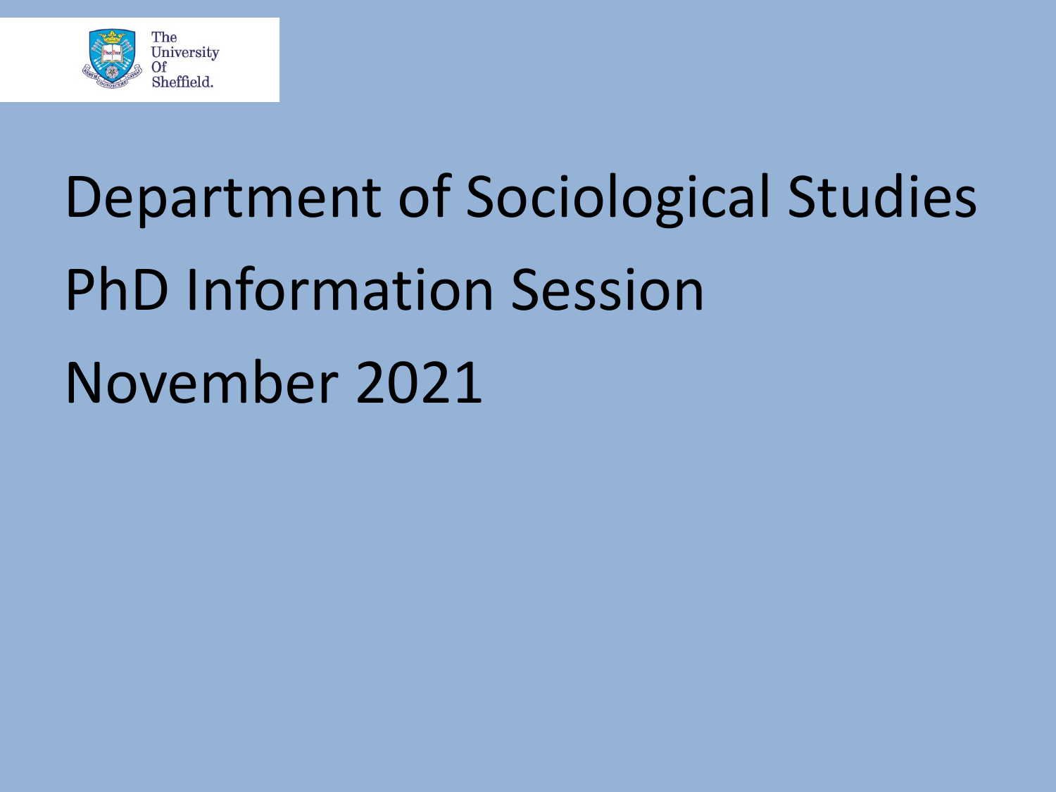The University Of Sheffield.

# Department of Sociological Studies

# PhD Information Session

# November 2021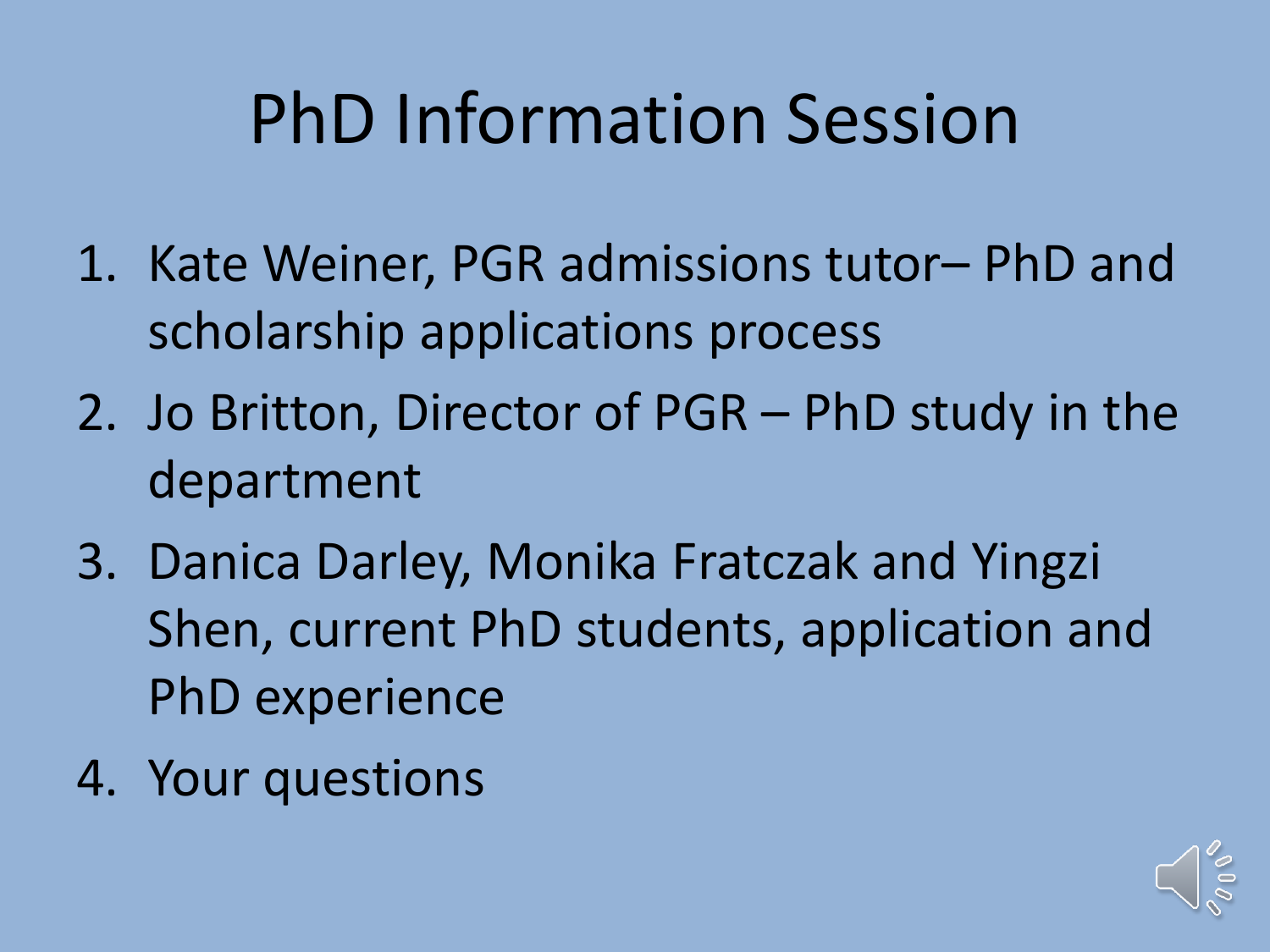# PhD Information Session

1. Kate Weiner, PGR admissions tutor– PhD and scholarship applications process
2. Jo Britton, Director of PGR – PhD study in the department
3. Danica Darley, Monika Fratczak and Yingzi Shen, current PhD students, application and PhD experience
4. Your questions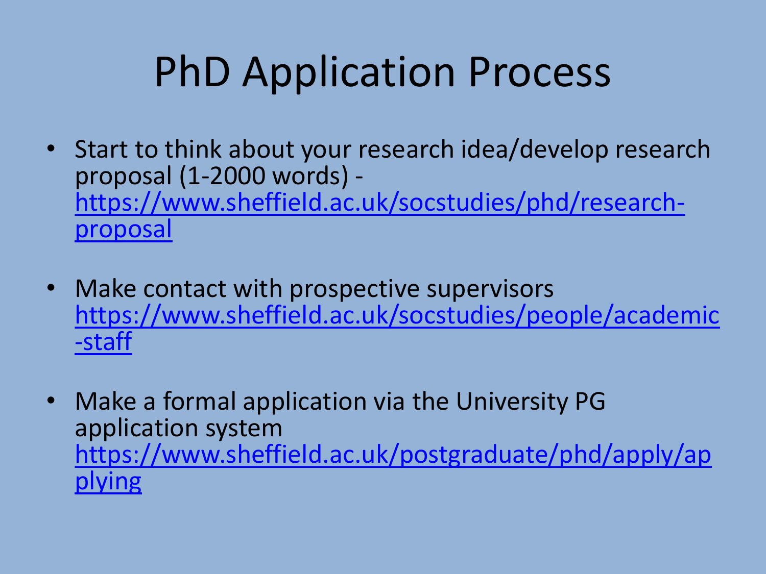# PhD Application Process

- Start to think about your research idea/develop research proposal (1-2000 words) - https://www.sheffield.ac.uk/socstudies/phd/research-proposal
- Make contact with prospective supervisors https://www.sheffield.ac.uk/socstudies/people/academic-staff
- Make a formal application via the University PG application system https://www.sheffield.ac.uk/postgraduate/phd/apply/applying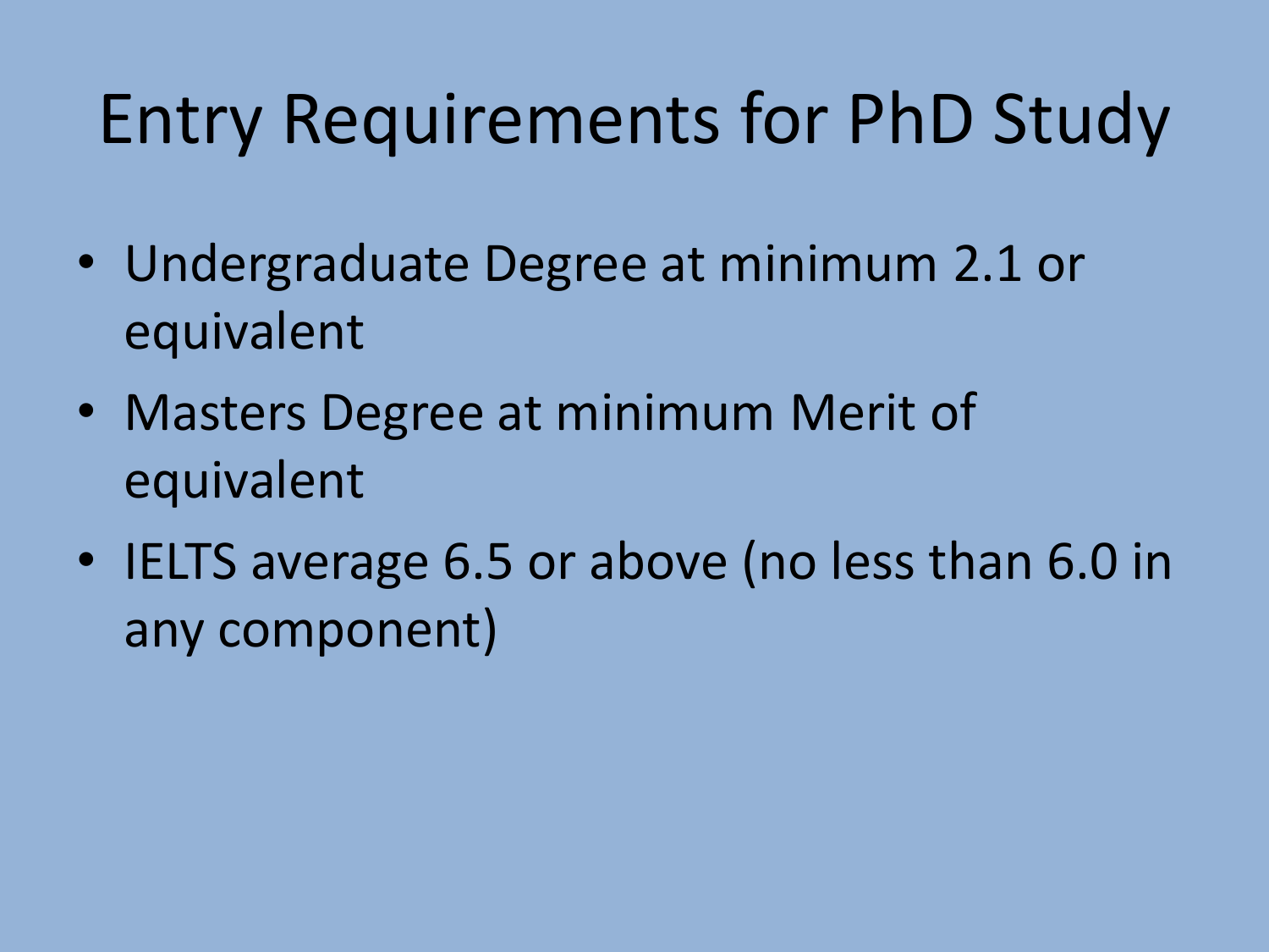# Entry Requirements for PhD Study

- Undergraduate Degree at minimum 2.1 or equivalent
- Masters Degree at minimum Merit of equivalent
- IELTS average 6.5 or above (no less than 6.0 in any component)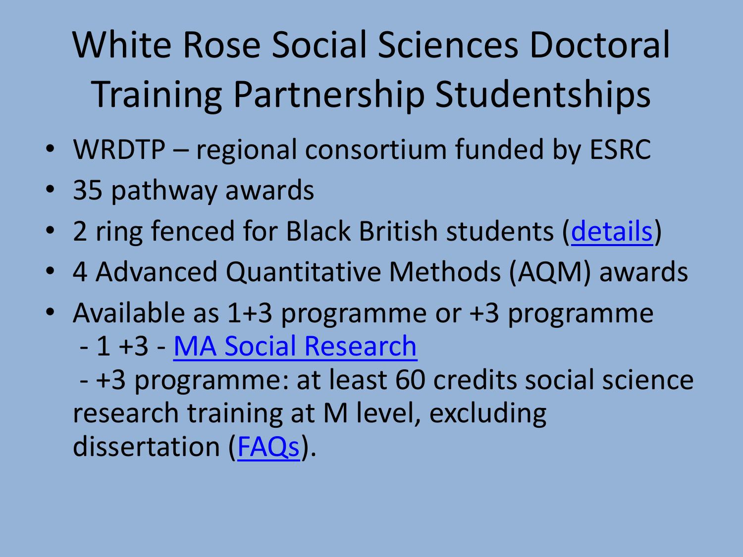# White Rose Social Sciences Doctoral Training Partnership Studentships

- WRDTP – regional consortium funded by ESRC
- 35 pathway awards
- 2 ring fenced for Black British students (details)
- 4 Advanced Quantitative Methods (AQM) awards
- Available as 1+3 programme or +3 programme
  - 1 +3 - MA Social Research
  - +3 programme: at least 60 credits social science research training at M level, excluding dissertation (FAQs).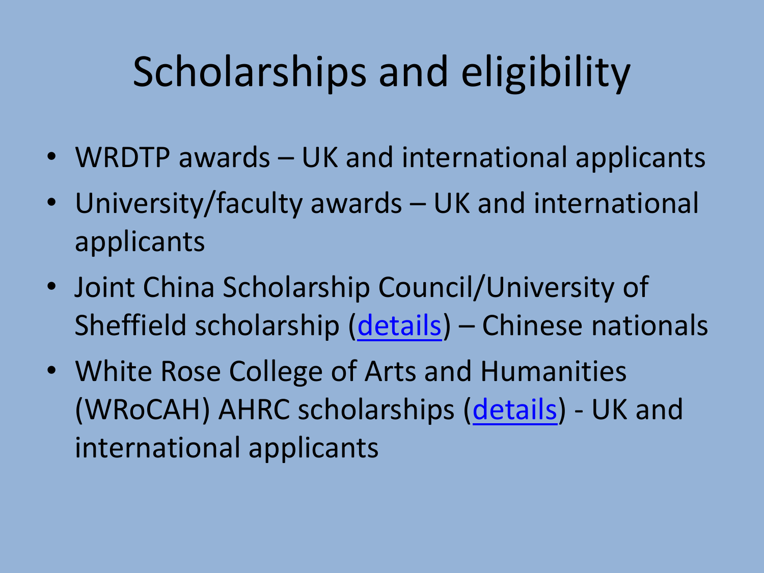# Scholarships and eligibility

- WRDTP awards – UK and international applicants
- University/faculty awards – UK and international applicants
- Joint China Scholarship Council/University of Sheffield scholarship (details) – Chinese nationals
- White Rose College of Arts and Humanities (WRoCAH) AHRC scholarships (details) - UK and international applicants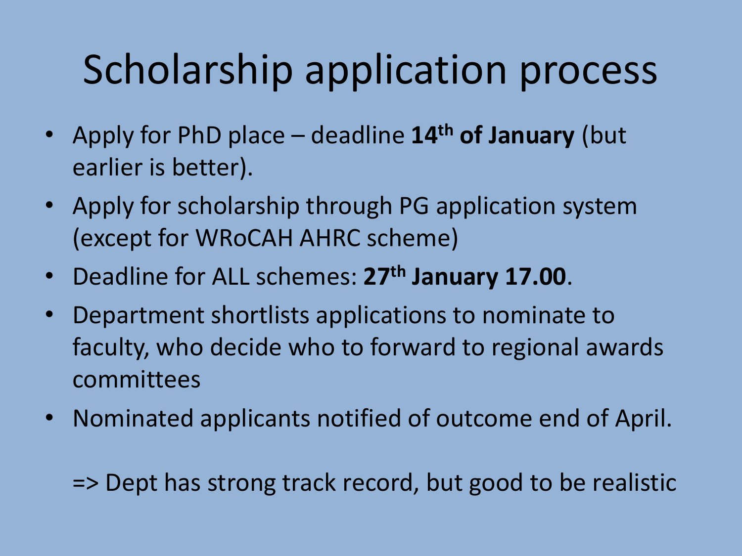# Scholarship application process

- Apply for PhD place – deadline **14th of January** (but earlier is better).
- Apply for scholarship through PG application system (except for WRoCAH AHRC scheme)
- Deadline for ALL schemes: **27th January 17.00**.
- Department shortlists applications to nominate to faculty, who decide who to forward to regional awards committees
- Nominated applicants notified of outcome end of April.

=> Dept has strong track record, but good to be realistic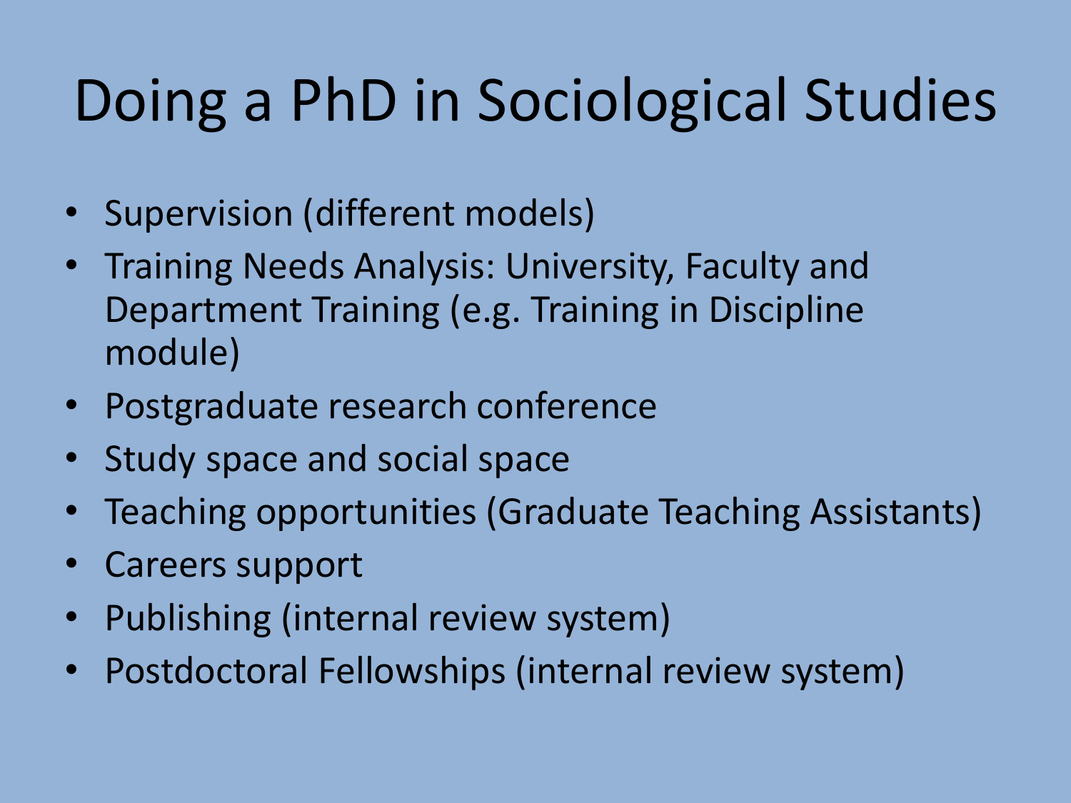# Doing a PhD in Sociological Studies

- Supervision (different models)
- Training Needs Analysis: University, Faculty and Department Training (e.g. Training in Discipline module)
- Postgraduate research conference
- Study space and social space
- Teaching opportunities (Graduate Teaching Assistants)
- Careers support
- Publishing (internal review system)
- Postdoctoral Fellowships (internal review system)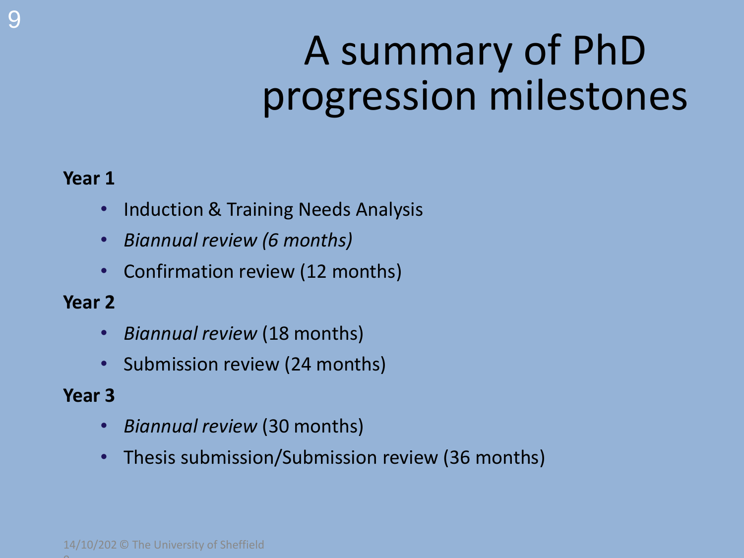# A summary of PhD progression milestones

**Year 1**

- Induction & Training Needs Analysis
- *Biannual review (6 months)*
- Confirmation review (12 months)

**Year 2**

- *Biannual review* (18 months)
- Submission review (24 months)

**Year 3**

- *Biannual review* (30 months)
- Thesis submission/Submission review (36 months)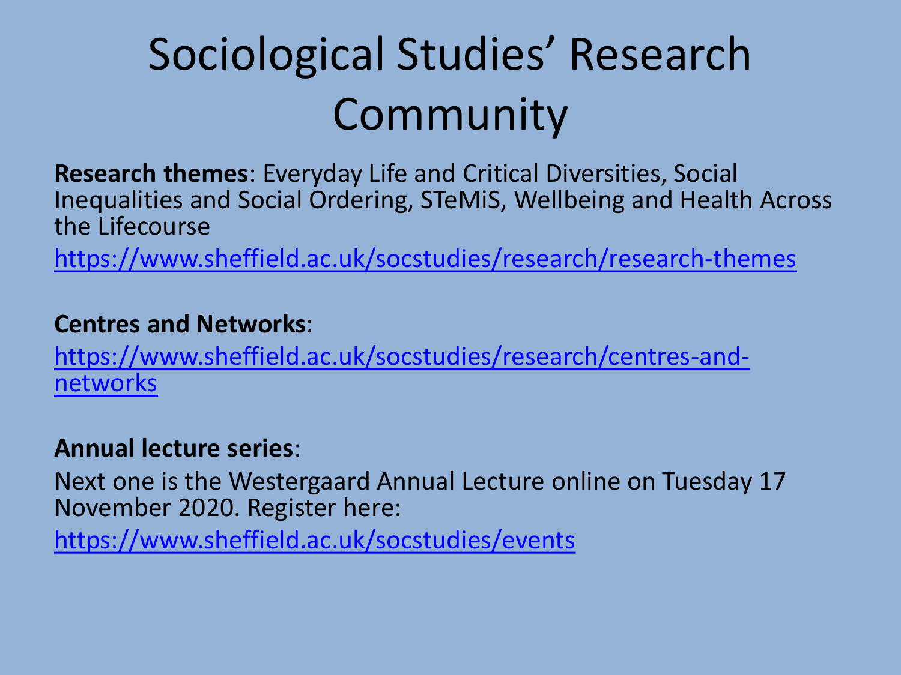# Sociological Studies' Research Community

**Research themes**: Everyday Life and Critical Diversities, Social Inequalities and Social Ordering, STeMiS, Wellbeing and Health Across the Lifecourse

https://www.sheffield.ac.uk/socstudies/research/research-themes

**Centres and Networks**:

https://www.sheffield.ac.uk/socstudies/research/centres-and-networks

**Annual lecture series**:

Next one is the Westergaard Annual Lecture online on Tuesday 17 November 2020. Register here:

https://www.sheffield.ac.uk/socstudies/events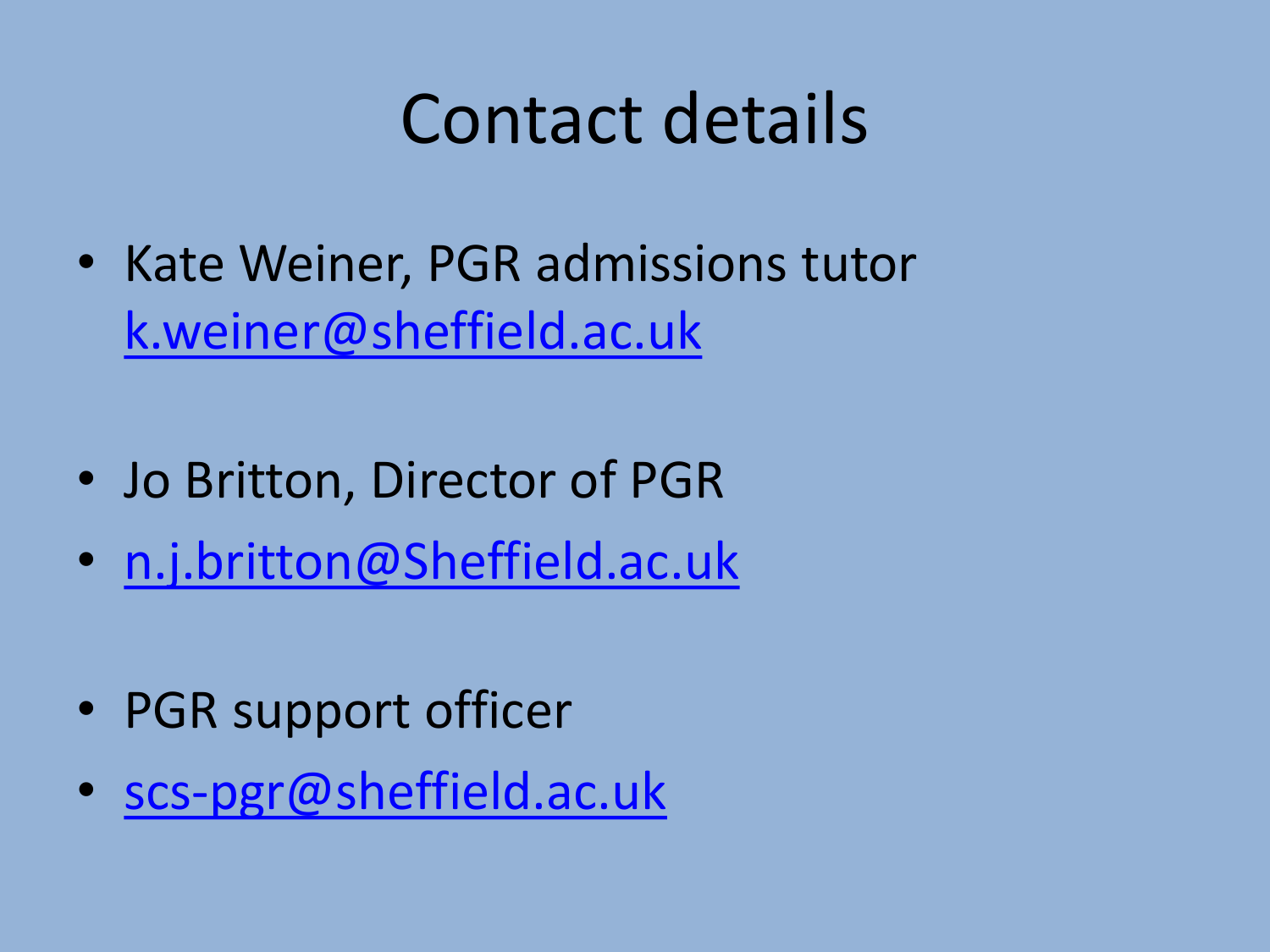# Contact details

- Kate Weiner, PGR admissions tutor k.weiner@sheffield.ac.uk

- Jo Britton, Director of PGR
- n.j.britton@Sheffield.ac.uk

- PGR support officer
- scs-pgr@sheffield.ac.uk